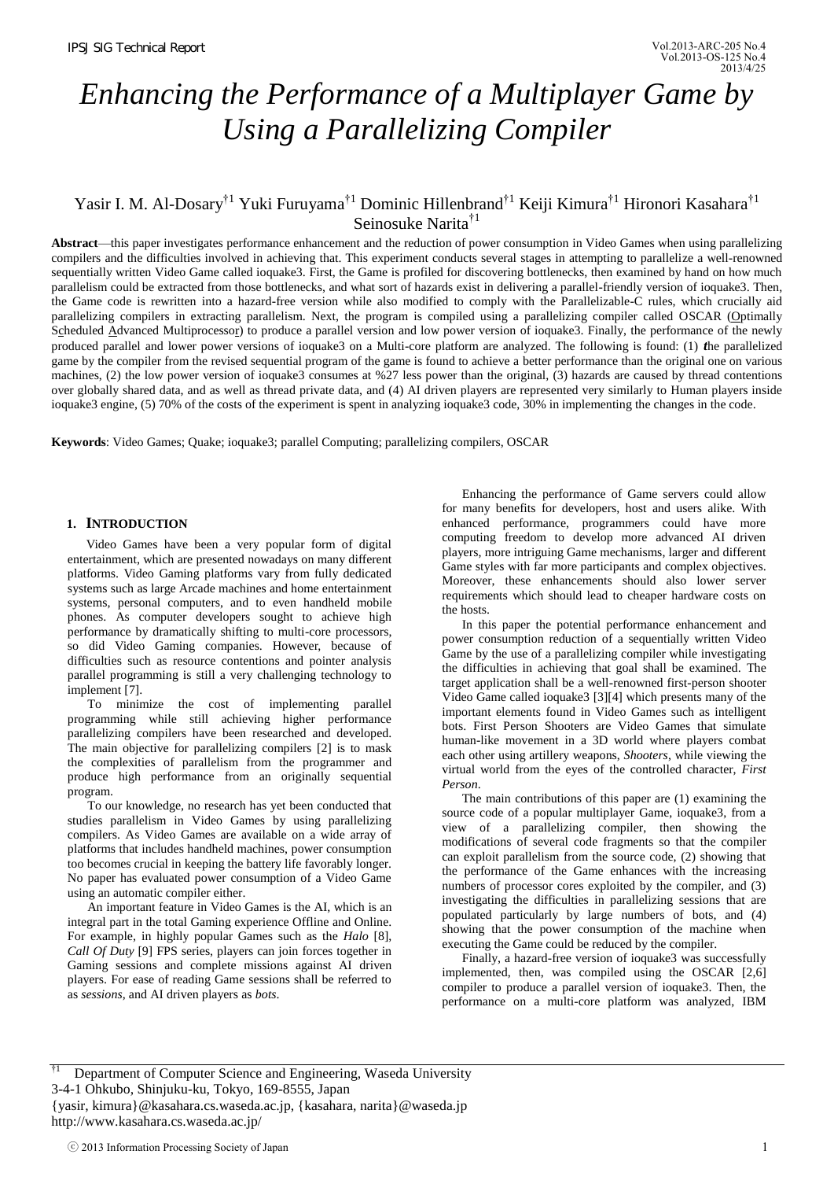# *Enhancing the Performance of a Multiplayer Game by Using a Parallelizing Compiler*

Yasir I. M. Al-Dosary[†1] Yuki Furuyama[†1] Dominic Hillenbrand[†1] Keiji Kimura[†1] Hironori Kasahara[†1] Seinosuke Narita[†1]

**Abstract**—this paper investigates performance enhancement and the reduction of power consumption in Video Games when using parallelizing compilers and the difficulties involved in achieving that. This experiment conducts several stages in attempting to parallelize a well-renowned sequentially written Video Game called ioquake3. First, the Game is profiled for discovering bottlenecks, then examined by hand on how much parallelism could be extracted from those bottlenecks, and what sort of hazards exist in delivering a parallel-friendly version of ioquake3. Then, the Game code is rewritten into a hazard-free version while also modified to comply with the Parallelizable-C rules, which crucially aid parallelizing compilers in extracting parallelism. Next, the program is compiled using a parallelizing compiler called OSCAR (Optimally Scheduled Advanced Multiprocessor) to produce a parallel version and low power version of ioquake3. Finally, the performance of the newly produced parallel and lower power versions of ioquake3 on a Multi-core platform are analyzed. The following is found: (1) the parallelized game by the compiler from the revised sequential program of the game is found to achieve a better performance than the original one on various machines, (2) the low power version of ioquake3 consumes at %27 less power than the original, (3) hazards are caused by thread contentions over globally shared data, and as well as thread private data, and (4) AI driven players are represented very similarly to Human players inside ioquake3 engine, (5) 70% of the costs of the experiment is spent in analyzing ioquake3 code, 30% in implementing the changes in the code.

**Keywords**: Video Games; Quake; ioquake3; parallel Computing; parallelizing compilers, OSCAR

## 1. INTRODUCTION

Video Games have been a very popular form of digital entertainment, which are presented nowadays on many different platforms. Video Gaming platforms vary from fully dedicated systems such as large Arcade machines and home entertainment systems, personal computers, and to even handheld mobile phones. As computer developers sought to achieve high performance by dramatically shifting to multi-core processors, so did Video Gaming companies. However, because of difficulties such as resource contentions and pointer analysis parallel programming is still a very challenging technology to implement [7].

To minimize the cost of implementing parallel programming while still achieving higher performance parallelizing compilers have been researched and developed. The main objective for parallelizing compilers [2] is to mask the complexities of parallelism from the programmer and produce high performance from an originally sequential program.

To our knowledge, no research has yet been conducted that studies parallelism in Video Games by using parallelizing compilers. As Video Games are available on a wide array of platforms that includes handheld machines, power consumption too becomes crucial in keeping the battery life favorably longer. No paper has evaluated power consumption of a Video Game using an automatic compiler either.

An important feature in Video Games is the AI, which is an integral part in the total Gaming experience Offline and Online. For example, in highly popular Games such as the *Halo* [8], *Call Of Duty* [9] FPS series, players can join forces together in Gaming sessions and complete missions against AI driven players. For ease of reading Game sessions shall be referred to as *sessions*, and AI driven players as *bots*.

Enhancing the performance of Game servers could allow for many benefits for developers, host and users alike. With enhanced performance, programmers could have more computing freedom to develop more advanced AI driven players, more intriguing Game mechanisms, larger and different Game styles with far more participants and complex objectives. Moreover, these enhancements should also lower server requirements which should lead to cheaper hardware costs on the hosts.

In this paper the potential performance enhancement and power consumption reduction of a sequentially written Video Game by the use of a parallelizing compiler while investigating the difficulties in achieving that goal shall be examined. The target application shall be a well-renowned first-person shooter Video Game called ioquake3 [3][4] which presents many of the important elements found in Video Games such as intelligent bots. First Person Shooters are Video Games that simulate human-like movement in a 3D world where players combat each other using artillery weapons, *Shooters*, while viewing the virtual world from the eyes of the controlled character, *First Person*.

The main contributions of this paper are (1) examining the source code of a popular multiplayer Game, ioquake3, from a view of a parallelizing compiler, then showing the modifications of several code fragments so that the compiler can exploit parallelism from the source code, (2) showing that the performance of the Game enhances with the increasing numbers of processor cores exploited by the compiler, and (3) investigating the difficulties in parallelizing sessions that are populated particularly by large numbers of bots, and (4) showing that the power consumption of the machine when executing the Game could be reduced by the compiler.

Finally, a hazard-free version of ioquake3 was successfully implemented, then, was compiled using the OSCAR [2,6] compiler to produce a parallel version of ioquake3. Then, the performance on a multi-core platform was analyzed, IBM

---

[†1] Department of Computer Science and Engineering, Waseda University
3-4-1 Ohkubo, Shinjuku-ku, Tokyo, 169-8555, Japan
{yasir, kimura}@kasahara.cs.waseda.ac.jp, {kasahara, narita}@waseda.jp
http://www.kasahara.cs.waseda.ac.jp/

ⓒ 2013 Information Processing Society of Japan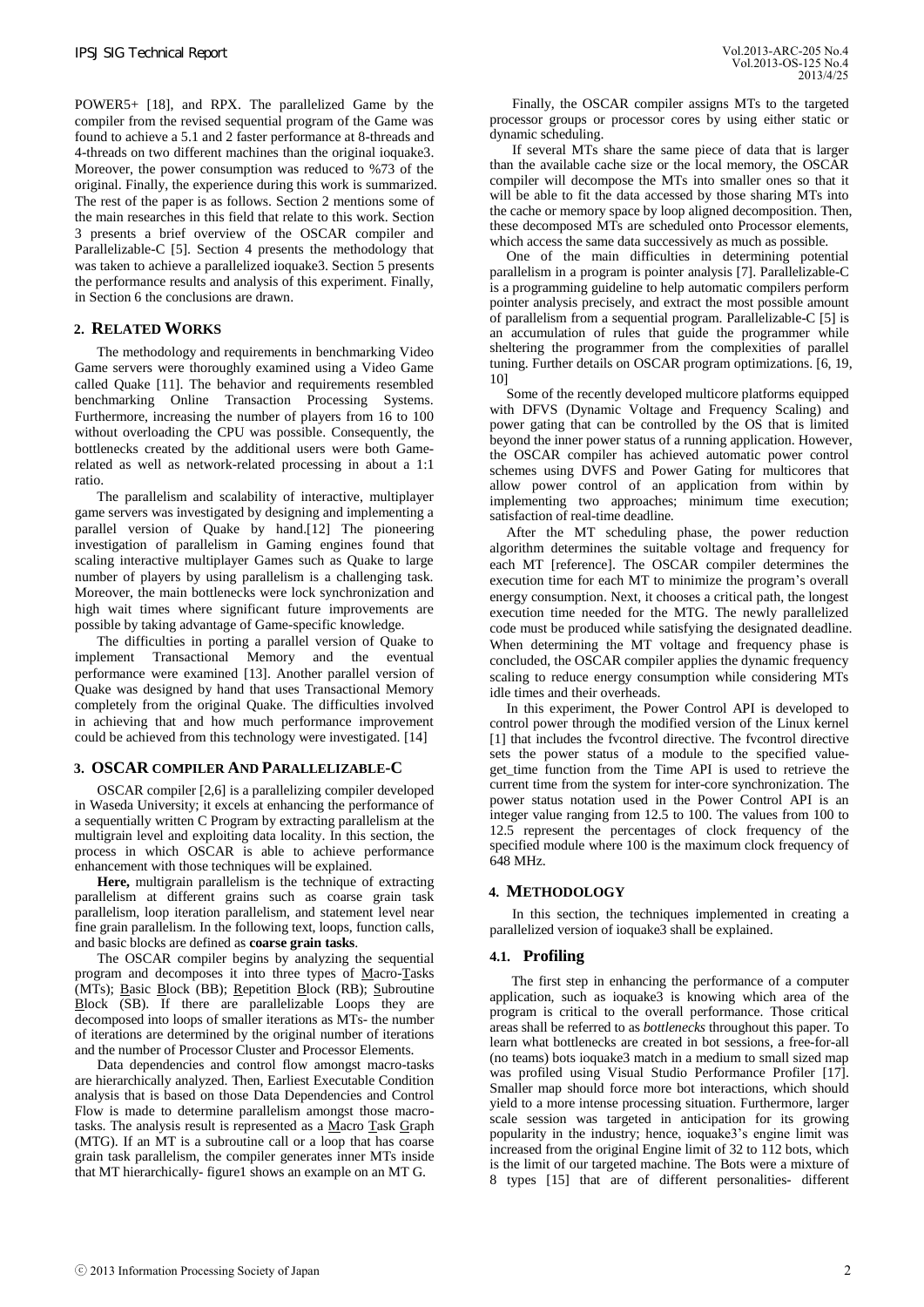POWER5+ [18], and RPX. The parallelized Game by the compiler from the revised sequential program of the Game was found to achieve a 5.1 and 2 faster performance at 8-threads and 4-threads on two different machines than the original ioquake3. Moreover, the power consumption was reduced to %73 of the original. Finally, the experience during this work is summarized. The rest of the paper is as follows. Section 2 mentions some of the main researches in this field that relate to this work. Section 3 presents a brief overview of the OSCAR compiler and Parallelizable-C [5]. Section 4 presents the methodology that was taken to achieve a parallelized ioquake3. Section 5 presents the performance results and analysis of this experiment. Finally, in Section 6 the conclusions are drawn.

## 2. RELATED WORKS

The methodology and requirements in benchmarking Video Game servers were thoroughly examined using a Video Game called Quake [11]. The behavior and requirements resembled benchmarking Online Transaction Processing Systems. Furthermore, increasing the number of players from 16 to 100 without overloading the CPU was possible. Consequently, the bottlenecks created by the additional users were both Game-related as well as network-related processing in about a 1:1 ratio.

The parallelism and scalability of interactive, multiplayer game servers was investigated by designing and implementing a parallel version of Quake by hand.[12] The pioneering investigation of parallelism in Gaming engines found that scaling interactive multiplayer Games such as Quake to large number of players by using parallelism is a challenging task. Moreover, the main bottlenecks were lock synchronization and high wait times where significant future improvements are possible by taking advantage of Game-specific knowledge.

The difficulties in porting a parallel version of Quake to implement Transactional Memory and the eventual performance were examined [13]. Another parallel version of Quake was designed by hand that uses Transactional Memory completely from the original Quake. The difficulties involved in achieving that and how much performance improvement could be achieved from this technology were investigated. [14]

## 3. OSCAR COMPILER AND PARALLELIZABLE-C

OSCAR compiler [2,6] is a parallelizing compiler developed in Waseda University; it excels at enhancing the performance of a sequentially written C Program by extracting parallelism at the multigrain level and exploiting data locality. In this section, the process in which OSCAR is able to achieve performance enhancement with those techniques will be explained.

**Here,** multigrain parallelism is the technique of extracting parallelism at different grains such as coarse grain task parallelism, loop iteration parallelism, and statement level near fine grain parallelism. In the following text, loops, function calls, and basic blocks are defined as **coarse grain tasks**.

The OSCAR compiler begins by analyzing the sequential program and decomposes it into three types of Macro-Tasks (MTs); Basic Block (BB); Repetition Block (RB); Subroutine Block (SB). If there are parallelizable Loops they are decomposed into loops of smaller iterations as MTs- the number of iterations are determined by the original number of iterations and the number of Processor Cluster and Processor Elements.

Data dependencies and control flow amongst macro-tasks are hierarchically analyzed. Then, Earliest Executable Condition analysis that is based on those Data Dependencies and Control Flow is made to determine parallelism amongst those macro-tasks. The analysis result is represented as a Macro Task Graph (MTG). If an MT is a subroutine call or a loop that has coarse grain task parallelism, the compiler generates inner MTs inside that MT hierarchically- figure1 shows an example on an MT G.

Finally, the OSCAR compiler assigns MTs to the targeted processor groups or processor cores by using either static or dynamic scheduling.

If several MTs share the same piece of data that is larger than the available cache size or the local memory, the OSCAR compiler will decompose the MTs into smaller ones so that it will be able to fit the data accessed by those sharing MTs into the cache or memory space by loop aligned decomposition. Then, these decomposed MTs are scheduled onto Processor elements, which access the same data successively as much as possible.

One of the main difficulties in determining potential parallelism in a program is pointer analysis [7]. Parallelizable-C is a programming guideline to help automatic compilers perform pointer analysis precisely, and extract the most possible amount of parallelism from a sequential program. Parallelizable-C [5] is an accumulation of rules that guide the programmer while sheltering the programmer from the complexities of parallel tuning. Further details on OSCAR program optimizations. [6, 19, 10]

Some of the recently developed multicore platforms equipped with DFVS (Dynamic Voltage and Frequency Scaling) and power gating that can be controlled by the OS that is limited beyond the inner power status of a running application. However, the OSCAR compiler has achieved automatic power control schemes using DVFS and Power Gating for multicores that allow power control of an application from within by implementing two approaches; minimum time execution; satisfaction of real-time deadline.

After the MT scheduling phase, the power reduction algorithm determines the suitable voltage and frequency for each MT [reference]. The OSCAR compiler determines the execution time for each MT to minimize the program's overall energy consumption. Next, it chooses a critical path, the longest execution time needed for the MTG. The newly parallelized code must be produced while satisfying the designated deadline. When determining the MT voltage and frequency phase is concluded, the OSCAR compiler applies the dynamic frequency scaling to reduce energy consumption while considering MTs idle times and their overheads.

In this experiment, the Power Control API is developed to control power through the modified version of the Linux kernel [1] that includes the fvcontrol directive. The fvcontrol directive sets the power status of a module to the specified value- get_time function from the Time API is used to retrieve the current time from the system for inter-core synchronization. The power status notation used in the Power Control API is an integer value ranging from 12.5 to 100. The values from 100 to 12.5 represent the percentages of clock frequency of the specified module where 100 is the maximum clock frequency of 648 MHz.

## 4. METHODOLOGY

In this section, the techniques implemented in creating a parallelized version of ioquake3 shall be explained.

### 4.1. Profiling

The first step in enhancing the performance of a computer application, such as ioquake3 is knowing which area of the program is critical to the overall performance. Those critical areas shall be referred to as *bottlenecks* throughout this paper. To learn what bottlenecks are created in bot sessions, a free-for-all (no teams) bots ioquake3 match in a medium to small sized map was profiled using Visual Studio Performance Profiler [17]. Smaller map should force more bot interactions, which should yield to a more intense processing situation. Furthermore, larger scale session was targeted in anticipation for its growing popularity in the industry; hence, ioquake3's engine limit was increased from the original Engine limit of 32 to 112 bots, which is the limit of our targeted machine. The Bots were a mixture of 8 types [15] that are of different personalities- different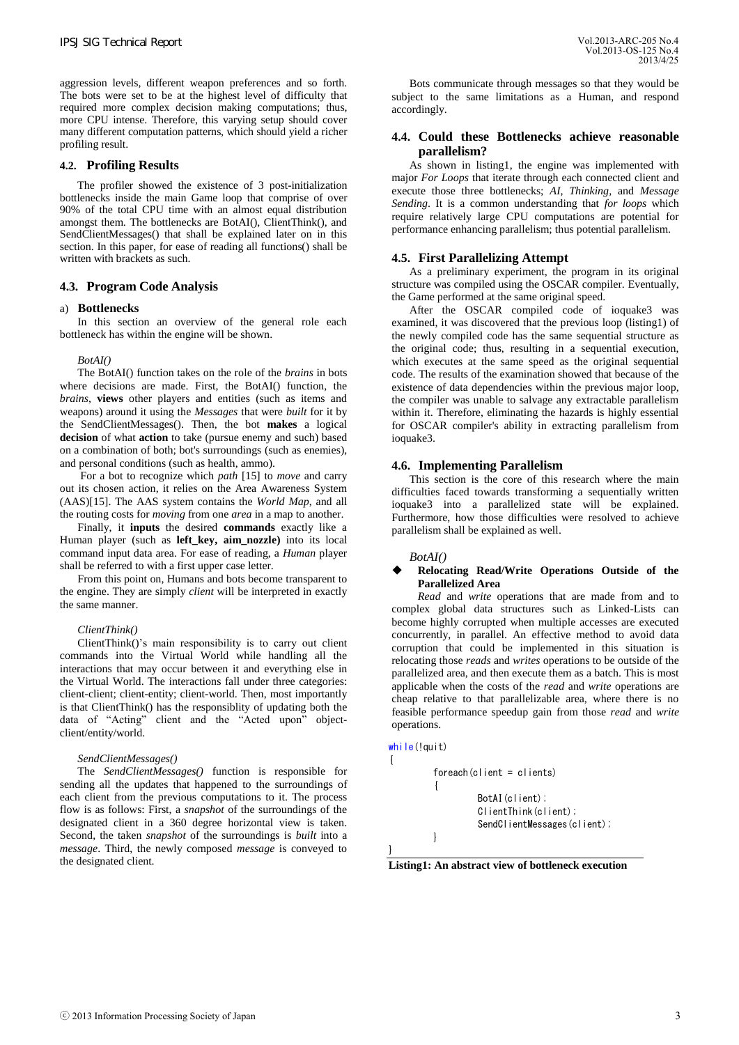aggression levels, different weapon preferences and so forth. The bots were set to be at the highest level of difficulty that required more complex decision making computations; thus, more CPU intense. Therefore, this varying setup should cover many different computation patterns, which should yield a richer profiling result.

### 4.2. Profiling Results

The profiler showed the existence of 3 post-initialization bottlenecks inside the main Game loop that comprise of over 90% of the total CPU time with an almost equal distribution amongst them. The bottlenecks are BotAI(), ClientThink(), and SendClientMessages() that shall be explained later on in this section. In this paper, for ease of reading all functions() shall be written with brackets as such.

### 4.3. Program Code Analysis

#### a) Bottlenecks

In this section an overview of the general role each bottleneck has within the engine will be shown.

*BotAI()*

The BotAI() function takes on the role of the *brains* in bots where decisions are made. First, the BotAI() function, the *brains*, **views** other players and entities (such as items and weapons) around it using the *Messages* that were *built* for it by the SendClientMessages(). Then, the bot **makes** a logical **decision** of what **action** to take (pursue enemy and such) based on a combination of both; bot's surroundings (such as enemies), and personal conditions (such as health, ammo).

For a bot to recognize which *path* [15] to *move* and carry out its chosen action, it relies on the Area Awareness System (AAS)[15]. The AAS system contains the *World Map*, and all the routing costs for *moving* from one *area* in a map to another.

Finally, it **inputs** the desired **commands** exactly like a Human player (such as **left_key, aim_nozzle)** into its local command input data area. For ease of reading, a *Human* player shall be referred to with a first upper case letter.

From this point on, Humans and bots become transparent to the engine. They are simply *client* will be interpreted in exactly the same manner.

*ClientThink()*

ClientThink()'s main responsibility is to carry out client commands into the Virtual World while handling all the interactions that may occur between it and everything else in the Virtual World. The interactions fall under three categories: client-client; client-entity; client-world. Then, most importantly is that ClientThink() has the responsibility of updating both the data of "Acting" client and the "Acted upon" object-client/entity/world.

*SendClientMessages()*

The *SendClientMessages()* function is responsible for sending all the updates that happened to the surroundings of each client from the previous computations to it. The process flow is as follows: First, a *snapshot* of the surroundings of the designated client in a 360 degree horizontal view is taken. Second, the taken *snapshot* of the surroundings is *built* into a *message*. Third, the newly composed *message* is conveyed to the designated client.

Bots communicate through messages so that they would be subject to the same limitations as a Human, and respond accordingly.

### 4.4. Could these Bottlenecks achieve reasonable parallelism?

As shown in listing1, the engine was implemented with major *For Loops* that iterate through each connected client and execute those three bottlenecks; *AI*, *Thinking*, and *Message Sending*. It is a common understanding that *for loops* which require relatively large CPU computations are potential for performance enhancing parallelism; thus potential parallelism.

### 4.5. First Parallelizing Attempt

As a preliminary experiment, the program in its original structure was compiled using the OSCAR compiler. Eventually, the Game performed at the same original speed.

After the OSCAR compiled code of ioquake3 was examined, it was discovered that the previous loop (listing1) of the newly compiled code has the same sequential structure as the original code; thus, resulting in a sequential execution, which executes at the same speed as the original sequential code. The results of the examination showed that because of the existence of data dependencies within the previous major loop, the compiler was unable to salvage any extractable parallelism within it. Therefore, eliminating the hazards is highly essential for OSCAR compiler's ability in extracting parallelism from ioquake3.

### 4.6. Implementing Parallelism

This section is the core of this research where the main difficulties faced towards transforming a sequentially written ioquake3 into a parallelized state will be explained. Furthermore, how those difficulties were resolved to achieve parallelism shall be explained as well.

*BotAI()*

- **Relocating Read/Write Operations Outside of the Parallelized Area**

*Read* and *write* operations that are made from and to complex global data structures such as Linked-Lists can become highly corrupted when multiple accesses are executed concurrently, in parallel. An effective method to avoid data corruption that could be implemented in this situation is relocating those *reads* and *writes* operations to be outside of the parallelized area, and then execute them as a batch. This is most applicable when the costs of the *read* and *write* operations are cheap relative to that parallelizable area, where there is no feasible performance speedup gain from those *read* and *write* operations.

```
while(!quit)
{
        foreach(client = clients)
        {
                BotAI(client);
                ClientThink(client);
                SendClientMessages(client);
        }
}
```

**Listing1: An abstract view of bottleneck execution**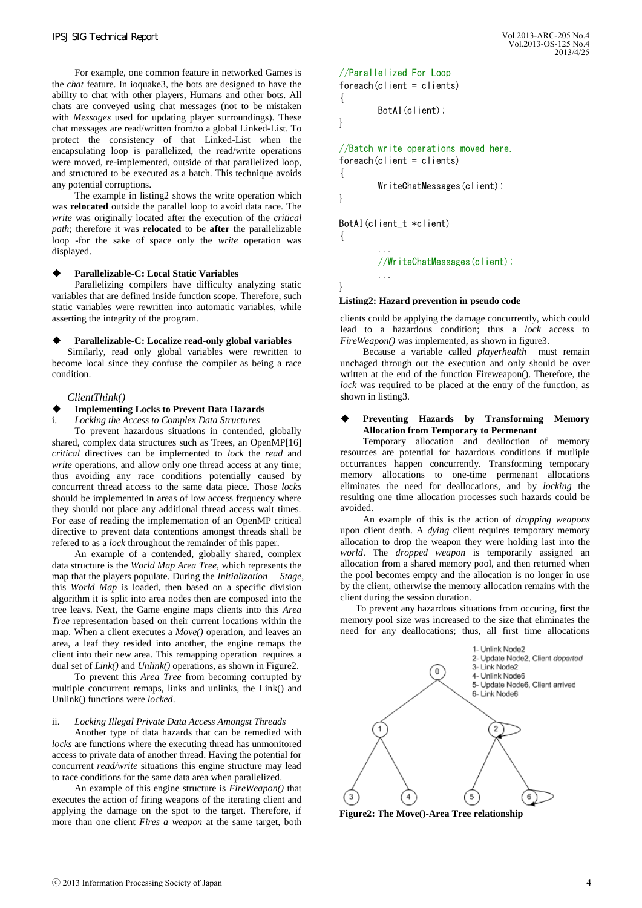For example, one common feature in networked Games is the *chat* feature. In ioquake3, the bots are designed to have the ability to chat with other players, Humans and other bots. All chats are conveyed using chat messages (not to be mistaken with *Messages* used for updating player surroundings). These chat messages are read/written from/to a global Linked-List. To protect the consistency of that Linked-List when the encapsulating loop is parallelized, the read/write operations were moved, re-implemented, outside of that parallelized loop, and structured to be executed as a batch. This technique avoids any potential corruptions.

The example in listing2 shows the write operation which was **relocated** outside the parallel loop to avoid data race. The *write* was originally located after the execution of the *critical path*; therefore it was **relocated** to be **after** the parallelizable loop -for the sake of space only the *write* operation was displayed.

◆ **Parallelizable-C: Local Static Variables**

Parallelizing compilers have difficulty analyzing static variables that are defined inside function scope. Therefore, such static variables were rewritten into automatic variables, while asserting the integrity of the program.

◆ **Parallelizable-C: Localize read-only global variables**

Similarly, read only global variables were rewritten to become local since they confuse the compiler as being a race condition.

*ClientThink()*

◆ **Implementing Locks to Prevent Data Hazards**

i. *Locking the Access to Complex Data Structures*

To prevent hazardous situations in contended, globally shared, complex data structures such as Trees, an OpenMP[16] *critical* directives can be implemented to *lock* the *read* and *write* operations, and allow only one thread access at any time; thus avoiding any race conditions potentially caused by concurrent thread access to the same data piece. Those *locks* should be implemented in areas of low access frequency where they should not place any additional thread access wait times. For ease of reading the implementation of an OpenMP critical directive to prevent data contentions amongst threads shall be refered to as a *lock* throughout the remainder of this paper.

An example of a contended, globally shared, complex data structure is the *World Map Area Tree*, which represents the map that the players populate. During the *Initialization Stage*, this *World Map* is loaded, then based on a specific division algorithm it is split into area nodes then are composed into the tree leavs. Next, the Game engine maps clients into this *Area Tree* representation based on their current locations within the map. When a client executes a *Move()* operation, and leaves an area, a leaf they resided into another, the engine remaps the client into their new area. This remapping operation requires a dual set of *Link()* and *Unlink()* operations, as shown in Figure2.

To prevent this *Area Tree* from becoming corrupted by multiple concurrent remaps, links and unlinks, the Link() and Unlink() functions were *locked*.

ii. *Locking Illegal Private Data Access Amongst Threads*

Another type of data hazards that can be remedied with *locks* are functions where the executing thread has unmonitored access to private data of another thread. Having the potential for concurrent *read/write* situations this engine structure may lead to race conditions for the same data area when parallelized.

An example of this engine structure is *FireWeapon()* that executes the action of firing weapons of the iterating client and applying the damage on the spot to the target. Therefore, if more than one client *Fires a weapon* at the same target, both clients could be applying the damage concurrently, which could lead to a hazardous condition; thus a *lock* access to *FireWeapon()* was implemented, as shown in figure3.

```
//Parallelized For Loop
foreach(client = clients)
{
        BotAI(client);
}

//Batch write operations moved here.
foreach(client = clients)
{
        WriteChatMessages(client);
}

BotAI(client_t *client)
{
        ...
        //WriteChatMessages(client);
        ...
}
```

**Listing2: Hazard prevention in pseudo code**

Because a variable called *playerhealth* must remain unchaged through out the execution and only should be over written at the end of the function Fireweapon(). Therefore, the *lock* was required to be placed at the entry of the function, as shown in listing3.

◆ **Preventing Hazards by Transforming Memory Allocation from Temporary to Permenant**

Temporary allocation and dealloction of memory resources are potential for hazardous conditions if mutliple occurrances happen concurrently. Transforming temporary memory allocations to one-time permenant allocations eliminates the need for deallocations, and by *locking* the resulting one time allocation processes such hazards could be avoided.

An example of this is the action of *dropping weapons* upon client death. A *dying* client requires temporary memory allocation to drop the weapon they were holding last into the *world*. The *dropped weapon* is temporarily assigned an allocation from a shared memory pool, and then returned when the pool becomes empty and the allocation is no longer in use by the client, otherwise the memory allocation remains with the client during the session duration.

To prevent any hazardous situations from occuring, first the memory pool size was increased to the size that eliminates the need for any deallocations; thus, all first time allocations

1- Unlink Node2
2- Update Node2, Client *departed*
3- Link Node2
4- Unlink Node6
5- Update Node6, Client arrived
6- Link Node6

**Figure2: The Move()-Area Tree relationship**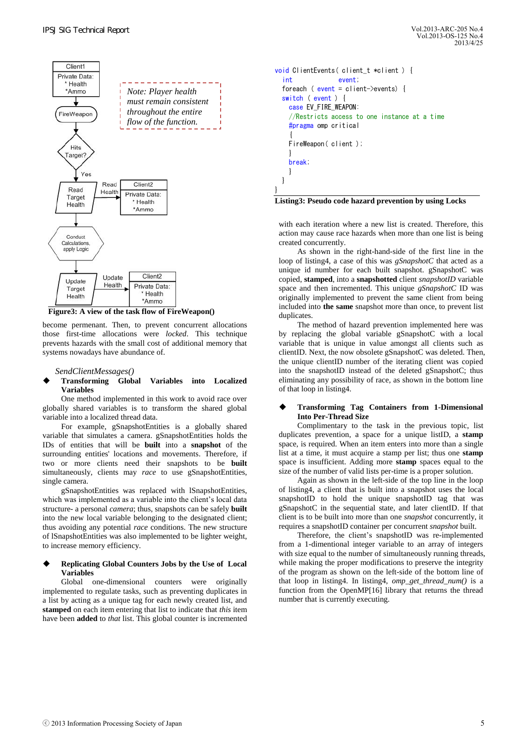Client1
Private Data:
* Health
*Ammo

FireWeapon

Hits Target?

Yes

Read Target Health — Read Health → Client2 Private Data: * Health *Ammo

Conduct Calculations, apply Logic

Update Target Health — Update Health → Client2 Private Data: * Health *Ammo

*Note: Player health must remain consistent throughout the entire flow of the function.*

**Figure3: A view of the task flow of FireWeapon()**

become permenant. Then, to prevent concurrent allocations those first-time allocations were *locked*. This technique prevents hazards with the small cost of additional memory that systems nowadays have abundance of.

*SendClientMessages()*

◆ **Transforming Global Variables into Localized Variables**

One method implemented in this work to avoid race over globally shared variables is to transform the shared global variable into a localized thread data.

For example, gSnapshotEntities is a globally shared variable that simulates a camera. gSnapshotEntities holds the IDs of entities that will be **built** into a **snapshot** of the surrounding entities' locations and movements. Therefore, if two or more clients need their snapshots to be **built** simultaneously, clients may *race* to use gSnapshotEntities, single camera.

gSnapshotEntities was replaced with lSnapshotEntities, which was implemented as a variable into the client's local data structure- a personal *camera*; thus, snapshots can be safely **built** into the new local variable belonging to the designated client; thus avoiding any potential *race* conditions. The new structure of lSnapshotEntities was also implemented to be lighter weight, to increase memory efficiency.

◆ **Replicating Global Counters Jobs by the Use of Local Variables**

Global one-dimensional counters were originally implemented to regulate tasks, such as preventing duplicates in a list by acting as a unique tag for each newly created list, and **stamped** on each item entering that list to indicate that *this* item have been **added** to *that* list. This global counter is incremented

```
void ClientEvents( client_t *client ) {
  int             event;
  foreach ( event = client->events) {
  switch ( event ) {
    case EV_FIRE_WEAPON:
    //Restricts access to one instance at a time
    #pragma omp critical
    {
    FireWeapon( client );
    }
    break;
    }
  }
}
```

**Listing3: Pseudo code hazard prevention by using Locks**

with each iteration where a new list is created. Therefore, this action may cause race hazards when more than one list is being created concurrently.

As shown in the right-hand-side of the first line in the loop of listing4, a case of this was *gSnapshotC* that acted as a unique id number for each built snapshot. gSnapshotC was copied, **stamped**, into a **snapshotted** client *snapshotID* variable space and then incremented. This unique *gSnapshotC* ID was originally implemented to prevent the same client from being included into **the same** snapshot more than once, to prevent list duplicates.

The method of hazard prevention implemented here was by replacing the global variable gSnapshotC with a local variable that is unique in value amongst all clients such as clientID. Next, the now obsolete gSnapshotC was deleted. Then, the unique clientID number of the iterating client was copied into the snapshotID instead of the deleted gSnapshotC; thus eliminating any possibility of race, as shown in the bottom line of that loop in listing4.

◆ **Transforming Tag Containers from 1-Dimensional Into Per-Thread Size**

Complimentary to the task in the previous topic, list duplicates prevention, a space for a unique listID, a **stamp** space, is required. When an item enters into more than a single list at a time, it must acquire a stamp per list; thus one **stamp** space is insufficient. Adding more **stamp** spaces equal to the size of the number of valid lists per-time is a proper solution.

Again as shown in the left-side of the top line in the loop of listing4, a client that is built into a snapshot uses the local snapshotID to hold the unique snapshotID tag that was gSnapshotC in the sequential state, and later clientID. If that client is to be built into more than one *snapshot* concurrently, it requires a snapshotID container per concurrent *snapshot* built.

Therefore, the client's snapshotID was re-implemented from a 1-dimentional integer variable to an array of integers with size equal to the number of simultaneously running threads, while making the proper modifications to preserve the integrity of the program as shown on the left-side of the bottom line of that loop in listing4. In listing4, *omp_get_thread_num()* is a function from the OpenMP[16] library that returns the thread number that is currently executing.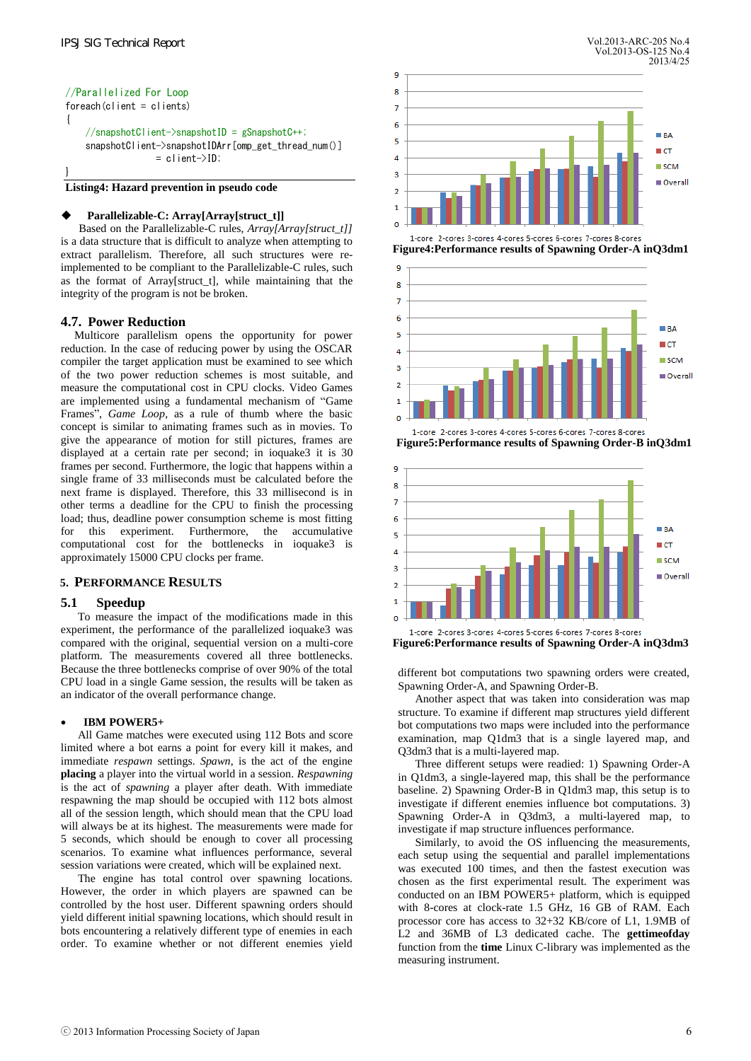```
//Parallelized For Loop
foreach(client = clients)
{
    //snapshotClient->snapshotID = gSnapshotC++;
    snapshotClient->snapshotIDArr[omp_get_thread_num()]
                  = client->ID;
}
```

**Listing4: Hazard prevention in pseudo code**

- **Parallelizable-C: Array[Array[struct_t]]**

Based on the Parallelizable-C rules, *Array[Array[struct_t]]* is a data structure that is difficult to analyze when attempting to extract parallelism. Therefore, all such structures were re-implemented to be compliant to the Parallelizable-C rules, such as the format of Array[struct_t], while maintaining that the integrity of the program is not be broken.

### 4.7. Power Reduction

Multicore parallelism opens the opportunity for power reduction. In the case of reducing power by using the OSCAR compiler the target application must be examined to see which of the two power reduction schemes is most suitable, and measure the computational cost in CPU clocks. Video Games are implemented using a fundamental mechanism of "Game Frames", *Game Loop*, as a rule of thumb where the basic concept is similar to animating frames such as in movies. To give the appearance of motion for still pictures, frames are displayed at a certain rate per second; in ioquake3 it is 30 frames per second. Furthermore, the logic that happens within a single frame of 33 milliseconds must be calculated before the next frame is displayed. Therefore, this 33 millisecond is in other terms a deadline for the CPU to finish the processing load; thus, deadline power consumption scheme is most fitting for this experiment. Furthermore, the accumulative computational cost for the bottlenecks in ioquake3 is approximately 15000 CPU clocks per frame.

## 5. Performance Results

### 5.1 Speedup

To measure the impact of the modifications made in this experiment, the performance of the parallelized ioquake3 was compared with the original, sequential version on a multi-core platform. The measurements covered all three bottlenecks. Because the three bottlenecks comprise of over 90% of the total CPU load in a single Game session, the results will be taken as an indicator of the overall performance change.

- **IBM POWER5+**

All Game matches were executed using 112 Bots and score limited where a bot earns a point for every kill it makes, and immediate *respawn* settings. *Spawn*, is the act of the engine **placing** a player into the virtual world in a session. *Respawning* is the act of *spawning* a player after death. With immediate respawning the map should be occupied with 112 bots almost all of the session length, which should mean that the CPU load will always be at its highest. The measurements were made for 5 seconds, which should be enough to cover all processing scenarios. To examine what influences performance, several session variations were created, which will be explained next.

The engine has total control over spawning locations. However, the order in which players are spawned can be controlled by the host user. Different spawning orders should yield different initial spawning locations, which should result in bots encountering a relatively different type of enemies in each order. To examine whether or not different enemies yield different bot computations two spawning orders were created, Spawning Order-A, and Spawning Order-B.

Another aspect that was taken into consideration was map structure. To examine if different map structures yield different bot computations two maps were included into the performance examination, map Q1dm3 that is a single layered map, and Q3dm3 that is a multi-layered map.

Three different setups were readied: 1) Spawning Order-A in Q1dm3, a single-layered map, this shall be the performance baseline. 2) Spawning Order-B in Q1dm3 map, this setup is to investigate if different enemies influence bot computations. 3) Spawning Order-A in Q3dm3, a multi-layered map, to investigate if map structure influences performance.

Similarly, to avoid the OS influencing the measurements, each setup using the sequential and parallel implementations was executed 100 times, and then the fastest execution was chosen as the first experimental result. The experiment was conducted on an IBM POWER5+ platform, which is equipped with 8-cores at clock-rate 1.5 GHz, 16 GB of RAM. Each processor core has access to 32+32 KB/core of L1, 1.9MB of L2 and 36MB of L3 dedicated cache. The **gettimeofday** function from the **time** Linux C-library was implemented as the measuring instrument.

**Figure4:Performance results of Spawning Order-A inQ3dm1**

**Figure5:Performance results of Spawning Order-B inQ3dm1**

**Figure6:Performance results of Spawning Order-A inQ3dm3**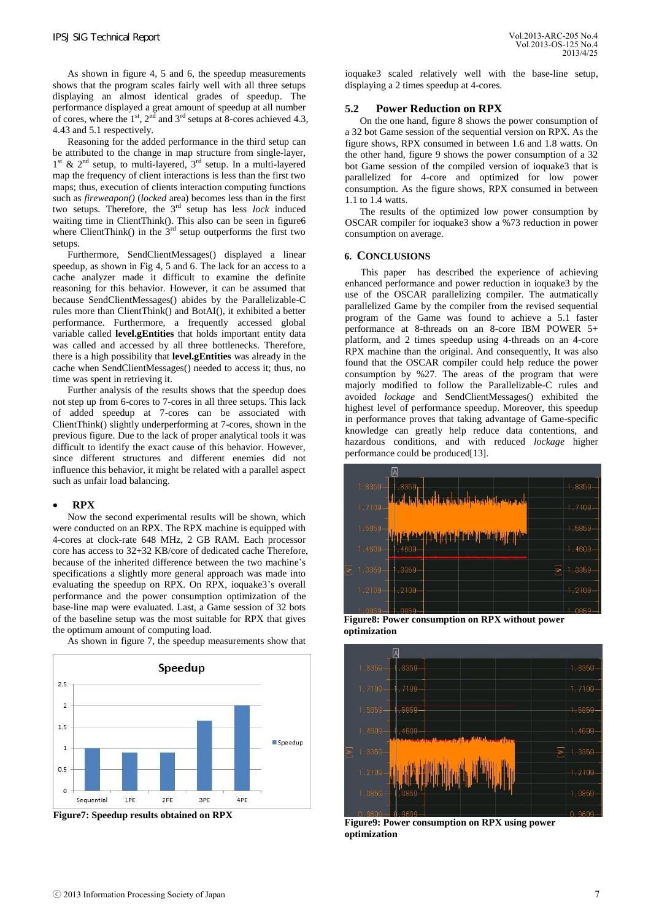As shown in figure 4, 5 and 6, the speedup measurements shows that the program scales fairly well with all three setups displaying an almost identical grades of speedup. The performance displayed a great amount of speedup at all number of cores, where the 1st, 2nd and 3rd setups at 8-cores achieved 4.3, 4.43 and 5.1 respectively.

Reasoning for the added performance in the third setup can be attributed to the change in map structure from single-layer, 1st & 2nd setup, to multi-layered, 3rd setup. In a multi-layered map the frequency of client interactions is less than the first two maps; thus, execution of clients interaction computing functions such as *fireweapon()* (*locked* area) becomes less than in the first two setups. Therefore, the 3rd setup has less *lock* induced waiting time in ClientThink(). This also can be seen in figure6 where ClientThink() in the 3rd setup outperforms the first two setups.

Furthermore, SendClientMessages() displayed a linear speedup, as shown in Fig 4, 5 and 6. The lack for an access to a cache analyzer made it difficult to examine the definite reasoning for this behavior. However, it can be assumed that because SendClientMessages() abides by the Parallelizable-C rules more than ClientThink() and BotAI(), it exhibited a better performance. Furthermore, a frequently accessed global variable called **level.gEntities** that holds important entity data was called and accessed by all three bottlenecks. Therefore, there is a high possibility that **level.gEntities** was already in the cache when SendClientMessages() needed to access it; thus, no time was spent in retrieving it.

Further analysis of the results shows that the speedup does not step up from 6-cores to 7-cores in all three setups. This lack of added speedup at 7-cores can be associated with ClientThink() slightly underperforming at 7-cores, shown in the previous figure. Due to the lack of proper analytical tools it was difficult to identify the exact cause of this behavior. However, since different structures and different enemies did not influence this behavior, it might be related with a parallel aspect such as unfair load balancing.

- **RPX**

Now the second experimental results will be shown, which were conducted on an RPX. The RPX machine is equipped with 4-cores at clock-rate 648 MHz, 2 GB RAM. Each processor core has access to 32+32 KB/core of dedicated cache Therefore, because of the inherited difference between the two machine's specifications a slightly more general approach was made into evaluating the speedup on RPX. On RPX, ioquake3's overall performance and the power consumption optimization of the base-line map were evaluated. Last, a Game session of 32 bots of the baseline setup was the most suitable for RPX that gives the optimum amount of computing load.

As shown in figure 7, the speedup measurements show that ioquake3 scaled relatively well with the base-line setup, displaying a 2 times speedup at 4-cores.

**Figure7: Speedup results obtained on RPX**

## 5.2 Power Reduction on RPX

On the one hand, figure 8 shows the power consumption of a 32 bot Game session of the sequential version on RPX. As the figure shows, RPX consumed in between 1.6 and 1.8 watts. On the other hand, figure 9 shows the power consumption of a 32 bot Game session of the compiled version of ioquake3 that is parallelized for 4-core and optimized for low power consumption. As the figure shows, RPX consumed in between 1.1 to 1.4 watts.

The results of the optimized low power consumption by OSCAR compiler for ioquake3 show a %73 reduction in power consumption on average.

## 6. Conclusions

This paper has described the experience of achieving enhanced performance and power reduction in ioquake3 by the use of the OSCAR parallelizing compiler. The autmatically parallelized Game by the compiler from the revised sequential program of the Game was found to achieve a 5.1 faster performance at 8-threads on an 8-core IBM POWER 5+ platform, and 2 times speedup using 4-threads on an 4-core RPX machine than the original. And consequently, It was also found that the OSCAR compiler could help reduce the power consumption by %27. The areas of the program that were majorly modified to follow the Parallelizable-C rules and avoided *lockage* and SendClientMessages() exhibited the highest level of performance speedup. Moreover, this speedup in performance proves that taking advantage of Game-specific knowledge can greatly help reduce data contentions, and hazardous conditions, and with reduced *lockage* higher performance could be produced[13].

**Figure8: Power consumption on RPX without power optimization**

**Figure9: Power consumption on RPX using power optimization**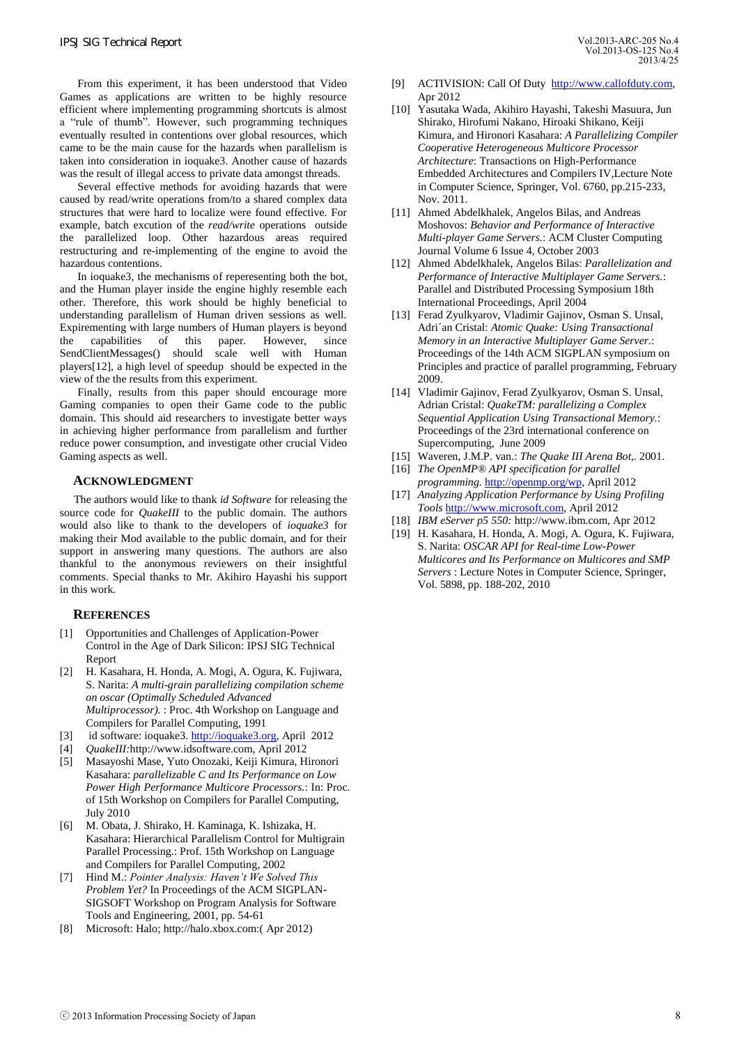From this experiment, it has been understood that Video Games as applications are written to be highly resource efficient where implementing programming shortcuts is almost a "rule of thumb". However, such programming techniques eventually resulted in contentions over global resources, which came to be the main cause for the hazards when parallelism is taken into consideration in ioquake3. Another cause of hazards was the result of illegal access to private data amongst threads.

Several effective methods for avoiding hazards that were caused by read/write operations from/to a shared complex data structures that were hard to localize were found effective. For example, batch excution of the *read/write* operations outside the parallelized loop. Other hazardous areas required restructuring and re-implementing of the engine to avoid the hazardous contentions.

In ioquake3, the mechanisms of reperesenting both the bot, and the Human player inside the engine highly resemble each other. Therefore, this work should be highly beneficial to understanding parallelism of Human driven sessions as well. Expirementing with large numbers of Human players is beyond the capabilities of this paper. However, since SendClientMessages() should scale well with Human players[12], a high level of speedup should be expected in the view of the the results from this experiment.

Finally, results from this paper should encourage more Gaming companies to open their Game code to the public domain. This should aid researchers to investigate better ways in achieving higher performance from parallelism and further reduce power consumption, and investigate other crucial Video Gaming aspects as well.

## Acknowledgment

The authors would like to thank *id Software* for releasing the source code for *QuakeIII* to the public domain. The authors would also like to thank to the developers of *ioquake3* for making their Mod available to the public domain, and for their support in answering many questions. The authors are also thankful to the anonymous reviewers on their insightful comments. Special thanks to Mr. Akihiro Hayashi his support in this work.

## References

[1] Opportunities and Challenges of Application-Power Control in the Age of Dark Silicon: IPSJ SIG Technical Report

[2] H. Kasahara, H. Honda, A. Mogi, A. Ogura, K. Fujiwara, S. Narita: *A multi-grain parallelizing compilation scheme on oscar (Optimally Scheduled Advanced Multiprocessor).* : Proc. 4th Workshop on Language and Compilers for Parallel Computing, 1991

[3] id software: ioquake3. http://ioquake3.org, April 2012

[4] *QuakeIII:*http://www.idsoftware.com, April 2012

[5] Masayoshi Mase, Yuto Onozaki, Keiji Kimura, Hironori Kasahara: *parallelizable C and Its Performance on Low Power High Performance Multicore Processors.*: In: Proc. of 15th Workshop on Compilers for Parallel Computing, July 2010

[6] M. Obata, J. Shirako, H. Kaminaga, K. Ishizaka, H. Kasahara: Hierarchical Parallelism Control for Multigrain Parallel Processing.: Prof. 15th Workshop on Language and Compilers for Parallel Computing, 2002

[7] Hind M.: *Pointer Analysis: Haven't We Solved This Problem Yet?* In Proceedings of the ACM SIGPLAN-SIGSOFT Workshop on Program Analysis for Software Tools and Engineering, 2001, pp. 54-61

[8] Microsoft: Halo; http://halo.xbox.com:( Apr 2012)

[9] ACTIVISION: Call Of Duty http://www.callofduty.com, Apr 2012

[10] Yasutaka Wada, Akihiro Hayashi, Takeshi Masuura, Jun Shirako, Hirofumi Nakano, Hiroaki Shikano, Keiji Kimura, and Hironori Kasahara: *A Parallelizing Compiler Cooperative Heterogeneous Multicore Processor Architecture*: Transactions on High-Performance Embedded Architectures and Compilers IV,Lecture Note in Computer Science, Springer, Vol. 6760, pp.215-233, Nov. 2011.

[11] Ahmed Abdelkhalek, Angelos Bilas, and Andreas Moshovos: *Behavior and Performance of Interactive Multi-player Game Servers.*: ACM Cluster Computing Journal Volume 6 Issue 4, October 2003

[12] Ahmed Abdelkhalek, Angelos Bilas: *Parallelization and Performance of Interactive Multiplayer Game Servers.*: Parallel and Distributed Processing Symposium 18th International Proceedings, April 2004

[13] Ferad Zyulkyarov, Vladimir Gajinov, Osman S. Unsal, Adri´an Cristal: *Atomic Quake: Using Transactional Memory in an Interactive Multiplayer Game Server.*: Proceedings of the 14th ACM SIGPLAN symposium on Principles and practice of parallel programming, February 2009.

[14] Vladimir Gajinov, Ferad Zyulkyarov, Osman S. Unsal, Adrian Cristal: *QuakeTM: parallelizing a Complex Sequential Application Using Transactional Memory.*: Proceedings of the 23rd international conference on Supercomputing, June 2009

[15] Waveren, J.M.P. van.: *The Quake III Arena Bot,*. 2001.

[16] *The OpenMP® API specification for parallel programming.* http://openmp.org/wp, April 2012

[17] *Analyzing Application Performance by Using Profiling Tools* http://www.microsoft.com, April 2012

[18] *IBM eServer p5 550:* http://www.ibm.com, Apr 2012

[19] H. Kasahara, H. Honda, A. Mogi, A. Ogura, K. Fujiwara, S. Narita: *OSCAR API for Real-time Low-Power Multicores and Its Performance on Multicores and SMP Servers* : Lecture Notes in Computer Science, Springer, Vol. 5898, pp. 188-202, 2010